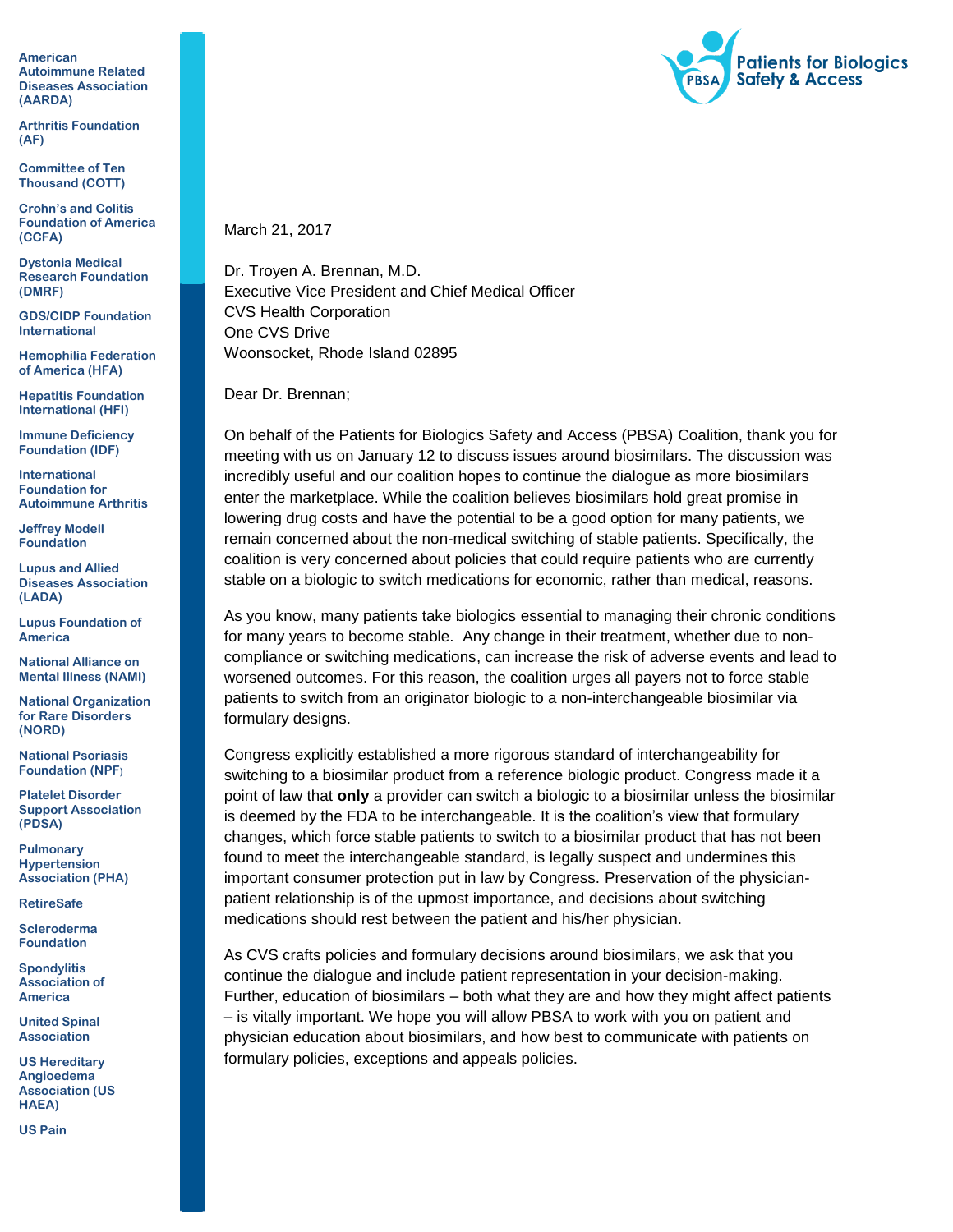**Patients for Biologics Safety & Access**

**American Autoimmune Related Diseases Association (AARDA)**

**Arthritis Foundation (AF)**

**Committee of Ten Thousand (COTT)**

**Crohn's and Colitis Foundation of America (CCFA)**

**Dystonia Medical Research Foundation (DMRF)**

**GDS/CIDP Foundation International**

**Hemophilia Federation of America (HFA)**

**Hepatitis Foundation International (HFI)**

**Immune Deficiency Foundation (IDF)**

**International Foundation for Autoimmune Arthritis**

**Jeffrey Modell Foundation**

**Lupus and Allied Diseases Association (LADA)**

**Lupus Foundation of America**

**National Alliance on Mental Illness (NAMI)**

**National Organization for Rare Disorders (NORD)**

**National Psoriasis Foundation (NPF)**

**Platelet Disorder Support Association (PDSA)**

**Pulmonary Hypertension Association (PHA)**

**RetireSafe**

**Scleroderma Foundation**

**Spondylitis Association of America**

**United Spinal Association**

**US Hereditary Angioedema Association (US HAEA)**

**US Pain**

March 21, 2017

Dr. Troyen A. Brennan, M.D.
Executive Vice President and Chief Medical Officer
CVS Health Corporation
One CVS Drive
Woonsocket, Rhode Island 02895

Dear Dr. Brennan;

On behalf of the Patients for Biologics Safety and Access (PBSA) Coalition, thank you for meeting with us on January 12 to discuss issues around biosimilars. The discussion was incredibly useful and our coalition hopes to continue the dialogue as more biosimilars enter the marketplace. While the coalition believes biosimilars hold great promise in lowering drug costs and have the potential to be a good option for many patients, we remain concerned about the non-medical switching of stable patients. Specifically, the coalition is very concerned about policies that could require patients who are currently stable on a biologic to switch medications for economic, rather than medical, reasons.

As you know, many patients take biologics essential to managing their chronic conditions for many years to become stable. Any change in their treatment, whether due to non-compliance or switching medications, can increase the risk of adverse events and lead to worsened outcomes. For this reason, the coalition urges all payers not to force stable patients to switch from an originator biologic to a non-interchangeable biosimilar via formulary designs.

Congress explicitly established a more rigorous standard of interchangeability for switching to a biosimilar product from a reference biologic product. Congress made it a point of law that **only** a provider can switch a biologic to a biosimilar unless the biosimilar is deemed by the FDA to be interchangeable. It is the coalition's view that formulary changes, which force stable patients to switch to a biosimilar product that has not been found to meet the interchangeable standard, is legally suspect and undermines this important consumer protection put in law by Congress. Preservation of the physician-patient relationship is of the upmost importance, and decisions about switching medications should rest between the patient and his/her physician.

As CVS crafts policies and formulary decisions around biosimilars, we ask that you continue the dialogue and include patient representation in your decision-making. Further, education of biosimilars – both what they are and how they might affect patients – is vitally important. We hope you will allow PBSA to work with you on patient and physician education about biosimilars, and how best to communicate with patients on formulary policies, exceptions and appeals policies.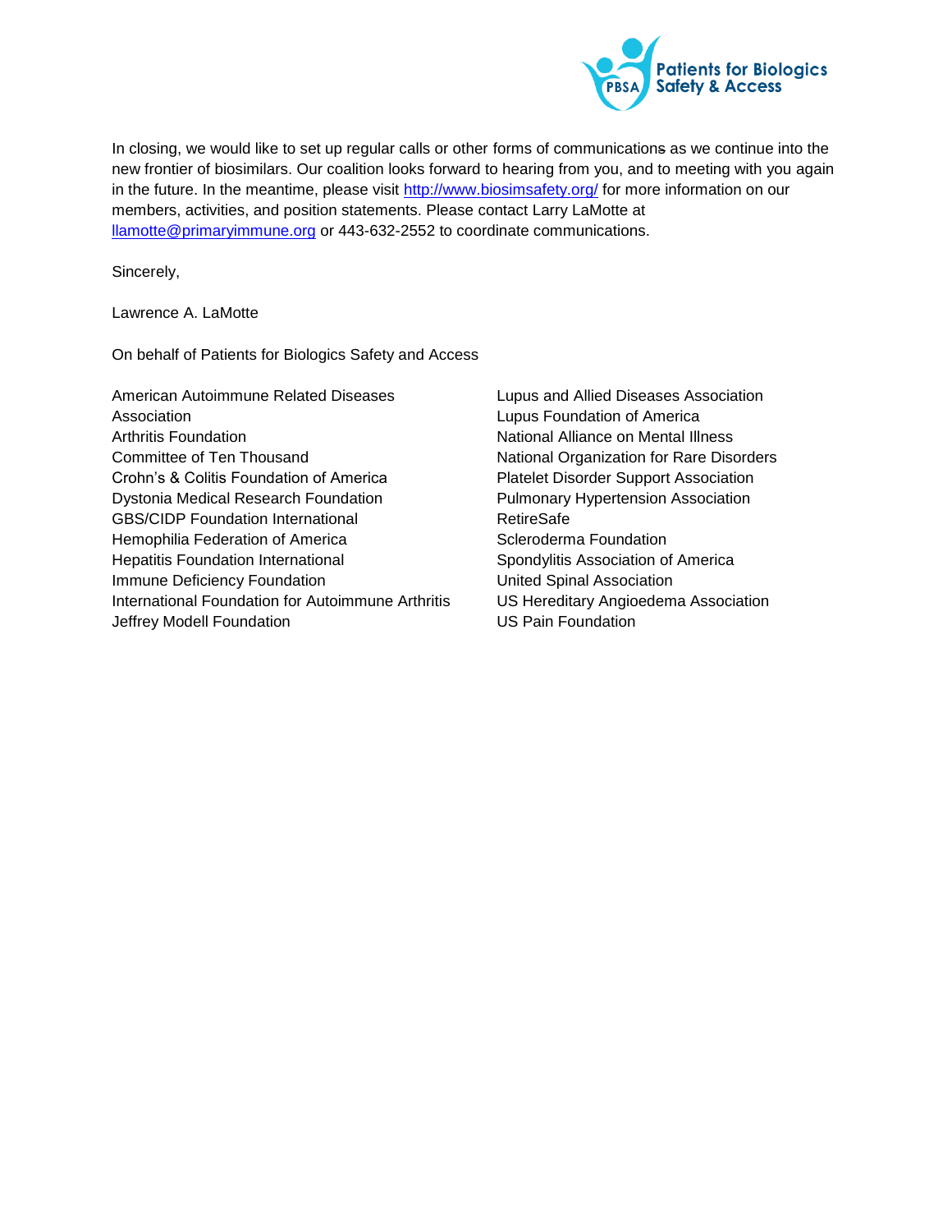In closing, we would like to set up regular calls or other forms of communications as we continue into the new frontier of biosimilars. Our coalition looks forward to hearing from you, and to meeting with you again in the future. In the meantime, please visit http://www.biosimsafety.org/ for more information on our members, activities, and position statements. Please contact Larry LaMotte at llamotte@primaryimmune.org or 443-632-2552 to coordinate communications.

Sincerely,

Lawrence A. LaMotte

On behalf of Patients for Biologics Safety and Access

American Autoimmune Related Diseases Association
Arthritis Foundation
Committee of Ten Thousand
Crohn's & Colitis Foundation of America
Dystonia Medical Research Foundation
GBS/CIDP Foundation International
Hemophilia Federation of America
Hepatitis Foundation International
Immune Deficiency Foundation
International Foundation for Autoimmune Arthritis
Jeffrey Modell Foundation
Lupus and Allied Diseases Association
Lupus Foundation of America
National Alliance on Mental Illness
National Organization for Rare Disorders
Platelet Disorder Support Association
Pulmonary Hypertension Association
RetireSafe
Scleroderma Foundation
Spondylitis Association of America
United Spinal Association
US Hereditary Angioedema Association
US Pain Foundation